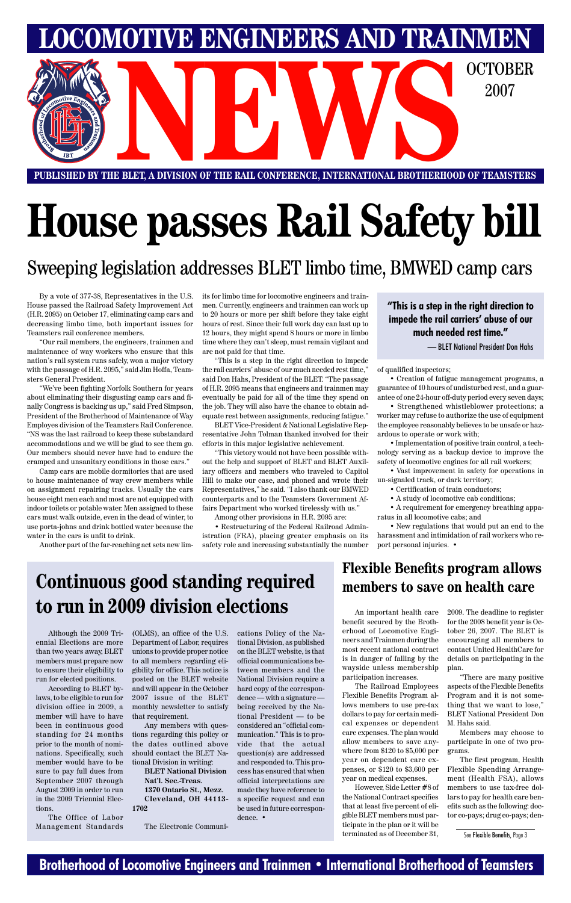# LOCOMOTIVE ENGINEERS AND TRAINMEN NEWS

OCTOBER 2007

PUBLISHED BY THE BLET, A DIVISION OF THE RAIL CONFERENCE, INTERNATIONAL BROTHERHOOD OF TEAMSTERS

# House passes Rail Safety bill

## Sweeping legislation addresses BLET limbo time, BMWED camp cars

By a vote of 377-38, Representatives in the U.S. House passed the Railroad Safety Improvement Act (H.R. 2095) on October 17, eliminating camp cars and decreasing limbo time, both important issues for Teamsters rail conference members.

"Our rail members, the engineers, trainmen and maintenance of way workers who ensure that this nation's rail system runs safely, won a major victory with the passage of H.R. 2095," said Jim Hoffa, Teamsters General President.

"We've been fighting Norfolk Southern for years about eliminating their disgusting camp cars and finally Congress is backing us up," said Fred Simpson, President of the Brotherhood of Maintenance of Way Employes division of the Teamsters Rail Conference. "NS was the last railroad to keep these substandard accommodations and we will be glad to see them go. Our members should never have had to endure the cramped and unsanitary conditions in those cars."

Camp cars are mobile dormitories that are used to house maintenance of way crew members while on assignment repairing tracks. Usually the cars house eight men each and most are not equipped with indoor toilets or potable water. Men assigned to these cars must walk outside, even in the dead of winter, to use porta-johns and drink bottled water because the water in the cars is unfit to drink.

Another part of the far-reaching act sets new limits for limbo time for locomotive engineers and trainmen. Currently, engineers and trainmen can work up to 20 hours or more per shift before they take eight hours of rest. Since their full work day can last up to 12 hours, they might spend 8 hours or more in limbo time where they can't sleep, must remain vigilant and are not paid for that time.

"This is a step in the right direction to impede the rail carriers' abuse of our much needed rest time," said Don Hahs, President of the BLET. "The passage of H.R. 2095 means that engineers and trainmen may eventually be paid for all of the time they spend on the job. They will also have the chance to obtain adequate rest between assignments, reducing fatigue."

BLET Vice-President & National Legislative Representative John Tolman thanked involved for their efforts in this major legislative achievement.

"This victory would not have been possible without the help and support of BLET and BLET Auxiliary officers and members who traveled to Capitol Hill to make our case, and phoned and wrote their Representatives," he said. "I also thank our BMWED counterparts and to the Teamsters Government Affairs Department who worked tirelessly with us."

Among other provisions in H.R. 2095 are:

- Restructuring of the Federal Railroad Administration (FRA), placing greater emphasis on its safety role and increasing substantially the number of qualified inspectors;
- Creation of fatigue management programs, a guarantee of 10 hours of undisturbed rest, and a guarantee of one 24-hour off-duty period every seven days;
- Strengthened whistleblower protections; a worker may refuse to authorize the use of equipment the employee reasonably believes to be unsafe or hazardous to operate or work with;
- Implementation of positive train control, a technology serving as a backup device to improve the safety of locomotive engines for all rail workers;
- Vast improvement in safety for operations in un-signaled track, or dark territory;
- Certification of train conductors;
- A study of locomotive cab conditions;
- A requirement for emergency breathing apparatus in all locomotive cabs; and
- New regulations that would put an end to the harassment and intimidation of rail workers who report personal injuries. •

> **"This is a step in the right direction to impede the rail carriers' abuse of our much needed rest time."**
>
> — BLET National President Don Hahs

# Continuous good standing required to run in 2009 division elections

Although the 2009 Triennial Elections are more than two years away, BLET members must prepare now to ensure their eligibility to run for elected positions.

According to BLET bylaws, to be eligible to run for division office in 2009, a member will have to have been in continuous good standing for 24 months prior to the month of nominations. Specifically, such member would have to be sure to pay full dues from September 2007 through August 2009 in order to run in the 2009 Triennial Elections.

The Office of Labor Management Standards (OLMS), an office of the U.S. Department of Labor, requires unions to provide proper notice to all members regarding eligibility for office. This notice is posted on the BLET website and will appear in the October 2007 issue of the BLET monthly newsletter to satisfy that requirement.

Any members with questions regarding this policy or the dates outlined above should contact the BLET National Division in writing:

**BLET National Division**
**Nat'l. Sec.-Treas.**
**1370 Ontario St., Mezz.**
**Cleveland, OH 44113-1702**

The Electronic Communications Policy of the National Division, as published on the BLET website, is that official communications between members and the National Division require a hard copy of the correspondence — with a signature — being received by the National President — to be considered an "official communication." This is to provide that the actual question(s) are addressed and responded to. This process has ensured that when official interpretations are made they have reference to a specific request and can be used in future correspondence. •

# Flexible Benefits program allows members to save on health care

An important health care benefit secured by the Brotherhood of Locomotive Engineers and Trainmen during the most recent national contract is in danger of falling by the wayside unless membership participation increases.

The Railroad Employees Flexible Benefits Program allows members to use pre-tax dollars to pay for certain medical expenses or dependent care expenses. The plan would allow members to save anywhere from $120 to $5,000 per year on dependent care expenses, or $120 to $3,600 per year on medical expenses.

However, Side Letter #8 of the National Contract specifies that at least five percent of eligible BLET members must participate in the plan or it will be terminated as of December 31, 2009. The deadline to register for the 2008 benefit year is October 26, 2007. The BLET is encouraging all members to contact United HealthCare for details on participating in the plan.

"There are many positive aspects of the Flexible Benefits Program and it is not something that we want to lose," BLET National President Don M. Hahs said.

Members may choose to participate in one of two programs.

The first program, Health Flexible Spending Arrangement (Health FSA), allows members to use tax-free dollars to pay for health care benefits such as the following: doctor co-pays; drug co-pays; den-

See Flexible Benefits, Page 3

Brotherhood of Locomotive Engineers and Trainmen • International Brotherhood of Teamsters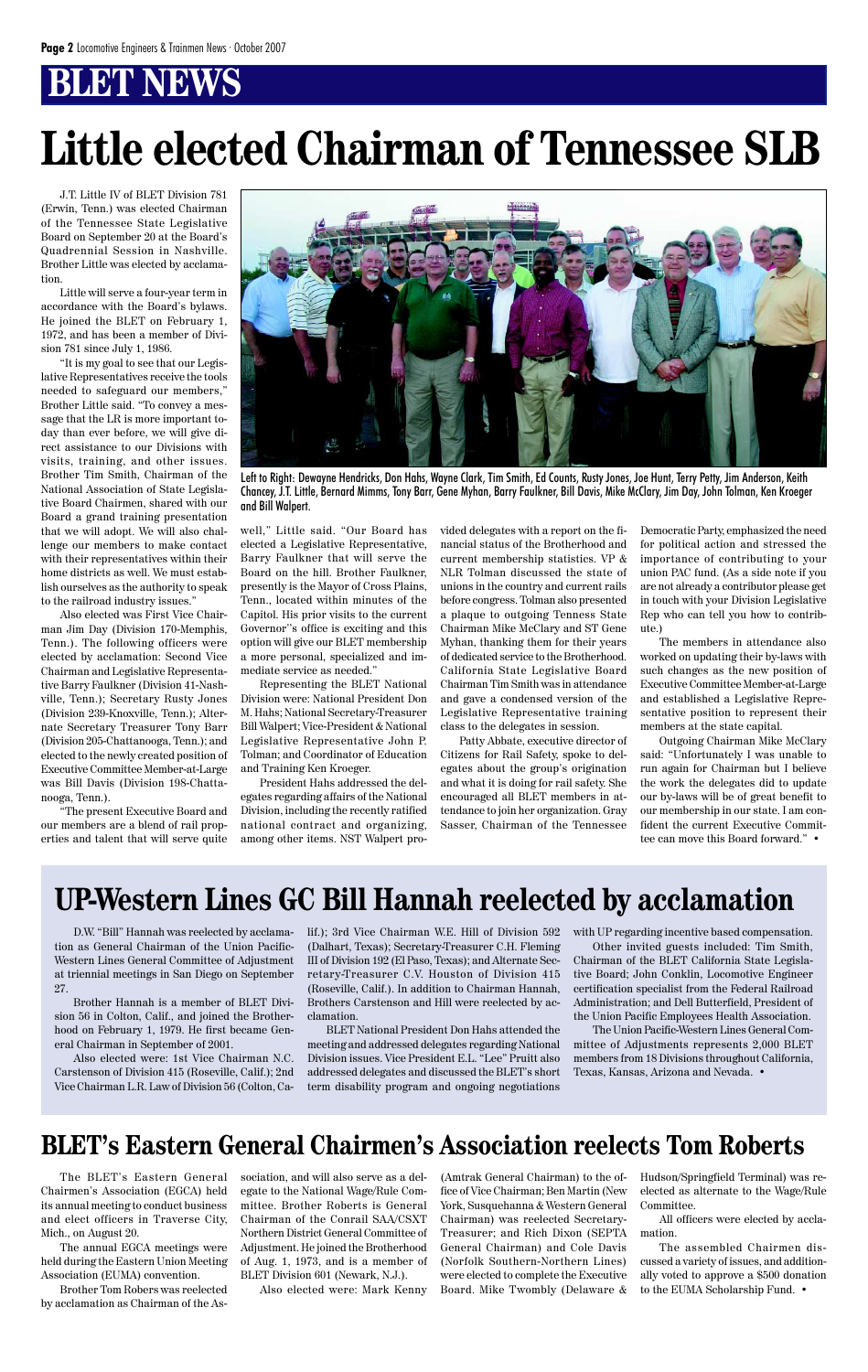# BLET NEWS

# Little elected Chairman of Tennessee SLB

J.T. Little IV of BLET Division 781 (Erwin, Tenn.) was elected Chairman of the Tennessee State Legislative Board on September 20 at the Board's Quadrennial Session in Nashville. Brother Little was elected by acclamation.

Little will serve a four-year term in accordance with the Board's bylaws. He joined the BLET on February 1, 1972, and has been a member of Division 781 since July 1, 1986.

"It is my goal to see that our Legislative Representatives receive the tools needed to safeguard our members," Brother Little said. "To convey a message that the LR is more important today than ever before, we will give direct assistance to our Divisions with visits, training, and other issues. Brother Tim Smith, Chairman of the National Association of State Legislative Board Chairmen, shared with our Board a grand training presentation that we will adopt. We will also challenge our members to make contact with their representatives within their home districts as well. We must establish ourselves as the authority to speak to the railroad industry issues."

Also elected was First Vice Chairman Jim Day (Division 170-Memphis, Tenn.). The following officers were elected by acclamation: Second Vice Chairman and Legislative Representative Barry Faulkner (Division 41-Nashville, Tenn.); Secretary Rusty Jones (Division 239-Knoxville, Tenn.); Alternate Secretary Treasurer Tony Barr (Division 205-Chattanooga, Tenn.); and elected to the newly created position of Executive Committee Member-at-Large was Bill Davis (Division 198-Chattanooga, Tenn.).

"The present Executive Board and our members are a blend of rail properties and talent that will serve quite well," Little said. "Our Board has elected a Legislative Representative, Barry Faulkner that will serve the Board on the hill. Brother Faulkner, presently is the Mayor of Cross Plains, Tenn., located within minutes of the Capitol. His prior visits to the current Governor'"s office is exciting and this option will give our BLET membership a more personal, specialized and immediate service as needed."

Left to Right: Dewayne Hendricks, Don Hahs, Wayne Clark, Tim Smith, Ed Counts, Rusty Jones, Joe Hunt, Terry Petty, Jim Anderson, Keith Chancey, J.T. Little, Bernard Mimms, Tony Barr, Gene Myhan, Barry Faulkner, Bill Davis, Mike McClary, Jim Day, John Tolman, Ken Kroeger and Bill Walpert.

Representing the BLET National Division were: National President Don M. Hahs; National Secretary-Treasurer Bill Walpert; Vice-President & National Legislative Representative John P. Tolman; and Coordinator of Education and Training Ken Kroeger.

President Hahs addressed the delegates regarding affairs of the National Division, including the recently ratified national contract and organizing, among other items. NST Walpert provided delegates with a report on the financial status of the Brotherhood and current membership statistics. VP & NLR Tolman discussed the state of unions in the country and current rails before congress. Tolman also presented a plaque to outgoing Tenness State Chairman Mike McClary and ST Gene Myhan, thanking them for their years of dedicated service to the Brotherhood. California State Legislative Board Chairman Tim Smith was in attendance and gave a condensed version of the Legislative Representative training class to the delegates in session.

Patty Abbate, executive director of Citizens for Rail Safety, spoke to delegates about the group's origination and what it is doing for rail safety. She encouraged all BLET members in attendance to join her organization. Gray Sasser, Chairman of the Tennessee Democratic Party, emphasized the need for political action and stressed the importance of contributing to your union PAC fund. (As a side note if you are not already a contributor please get in touch with your Division Legislative Rep who can tell you how to contribute.)

The members in attendance also worked on updating their by-laws with such changes as the new position of Executive Committee Member-at-Large and established a Legislative Representative position to represent their members at the state capital.

Outgoing Chairman Mike McClary said: "Unfortunately I was unable to run again for Chairman but I believe the work the delegates did to update our by-laws will be of great benefit to our membership in our state. I am confident the current Executive Committee can move this Board forward." •

# UP-Western Lines GC Bill Hannah reelected by acclamation

D.W. "Bill" Hannah was reelected by acclamation as General Chairman of the Union Pacific-Western Lines General Committee of Adjustment at triennial meetings in San Diego on September 27.

Brother Hannah is a member of BLET Division 56 in Colton, Calif., and joined the Brotherhood on February 1, 1979. He first became General Chairman in September of 2001.

Also elected were: 1st Vice Chairman N.C. Carstenson of Division 415 (Roseville, Calif.); 2nd Vice Chairman L.R. Law of Division 56 (Colton, Calif.); 3rd Vice Chairman W.E. Hill of Division 592 (Dalhart, Texas); Secretary-Treasurer C.H. Fleming III of Division 192 (El Paso, Texas); and Alternate Secretary-Treasurer C.V. Houston of Division 415 (Roseville, Calif.). In addition to Chairman Hannah, Brothers Carstenson and Hill were reelected by acclamation.

BLET National President Don Hahs attended the meeting and addressed delegates regarding National Division issues. Vice President E.L. "Lee" Pruitt also addressed delegates and discussed the BLET's short term disability program and ongoing negotiations with UP regarding incentive based compensation.

Other invited guests included: Tim Smith, Chairman of the BLET California State Legislative Board; John Conklin, Locomotive Engineer certification specialist from the Federal Railroad Administration; and Dell Butterfield, President of the Union Pacific Employees Health Association.

The Union Pacific-Western Lines General Committee of Adjustments represents 2,000 BLET members from 18 Divisions throughout California, Texas, Kansas, Arizona and Nevada. •

# BLET's Eastern General Chairmen's Association reelects Tom Roberts

The BLET's Eastern General Chairmen's Association (EGCA) held its annual meeting to conduct business and elect officers in Traverse City, Mich., on August 20.

The annual EGCA meetings were held during the Eastern Union Meeting Association (EUMA) convention.

Brother Tom Robers was reelected by acclamation as Chairman of the Association, and will also serve as a delegate to the National Wage/Rule Committee. Brother Roberts is General Chairman of the Conrail SAA/CSXT Northern District General Committee of Adjustment. He joined the Brotherhood of Aug. 1, 1973, and is a member of BLET Division 601 (Newark, N.J.).

Also elected were: Mark Kenny (Amtrak General Chairman) to the office of Vice Chairman; Ben Martin (New York, Susquehanna & Western General Chairman) was reelected Secretary-Treasurer; and Rich Dixon (SEPTA General Chairman) and Cole Davis (Norfolk Southern-Northern Lines) were elected to complete the Executive Board. Mike Twombly (Delaware & Hudson/Springfield Terminal) was reelected as alternate to the Wage/Rule Committee.

All officers were elected by acclamation.

The assembled Chairmen discussed a variety of issues, and additionally voted to approve a $500 donation to the EUMA Scholarship Fund. •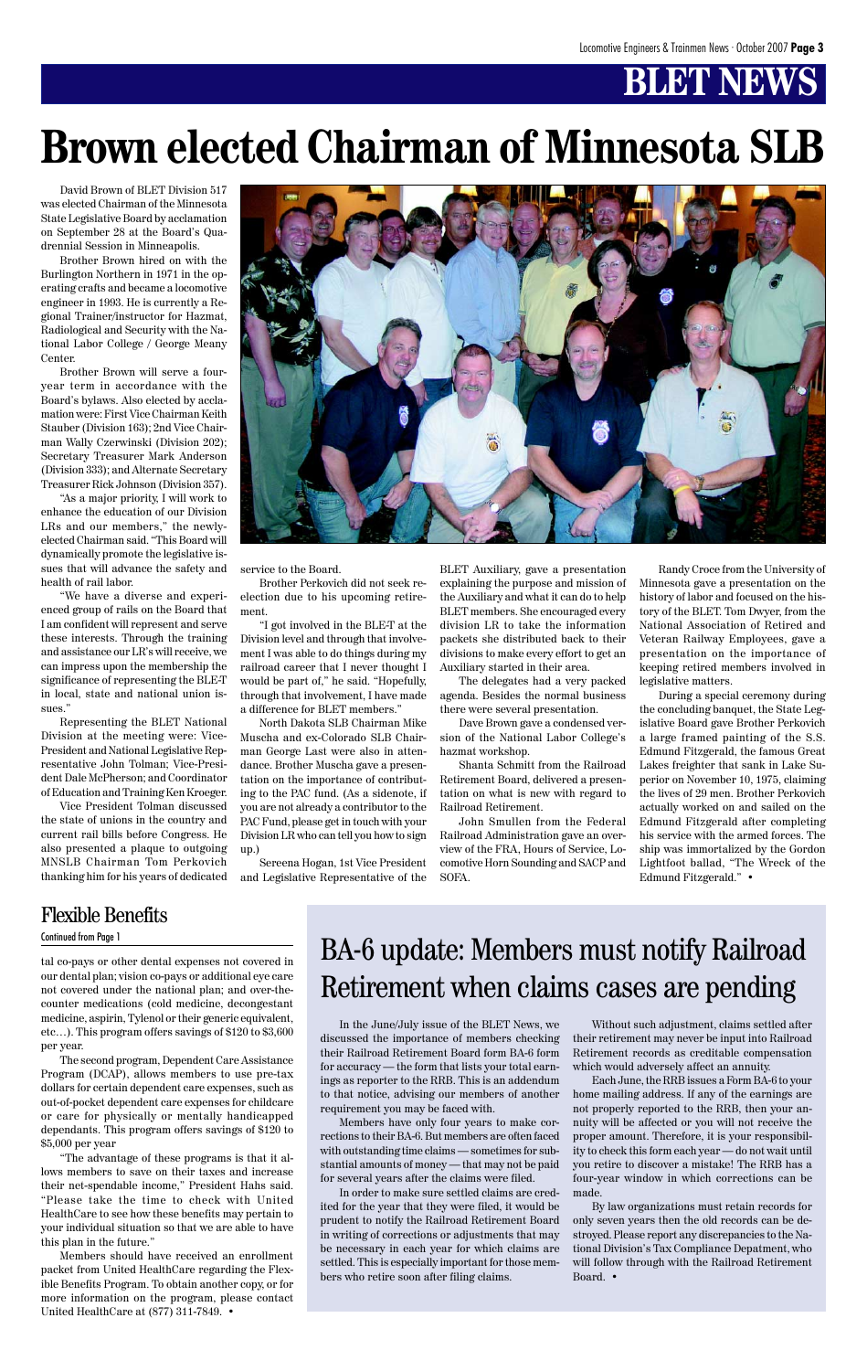# BLET NEWS

# Brown elected Chairman of Minnesota SLB

David Brown of BLET Division 517 was elected Chairman of the Minnesota State Legislative Board by acclamation on September 28 at the Board's Quadrennial Session in Minneapolis.

Brother Brown hired on with the Burlington Northern in 1971 in the operating crafts and became a locomotive engineer in 1993. He is currently a Regional Trainer/instructor for Hazmat, Radiological and Security with the National Labor College / George Meany Center.

Brother Brown will serve a four-year term in accordance with the Board's bylaws. Also elected by acclamation were: First Vice Chairman Keith Stauber (Division 163); 2nd Vice Chairman Wally Czerwinski (Division 202); Secretary Treasurer Mark Anderson (Division 333); and Alternate Secretary Treasurer Rick Johnson (Division 357).

"As a major priority, I will work to enhance the education of our Division LRs and our members," the newly-elected Chairman said. "This Board will dynamically promote the legislative issues that will advance the safety and health of rail labor.

"We have a diverse and experienced group of rails on the Board that I am confident will represent and serve these interests. Through the training and assistance our LR's will receive, we can impress upon the membership the significance of representing the BLE-T in local, state and national union issues."

Representing the BLET National Division at the meeting were: Vice-President and National Legislative Representative John Tolman; Vice-President Dale McPherson; and Coordinator of Education and Training Ken Kroeger.

Vice President Tolman discussed the state of unions in the country and current rail bills before Congress. He also presented a plaque to outgoing MNSLB Chairman Tom Perkovich thanking him for his years of dedicated service to the Board.

Brother Perkovich did not seek re-election due to his upcoming retirement.

"I got involved in the BLE-T at the Division level and through that involvement I was able to do things during my railroad career that I never thought I would be part of," he said. "Hopefully, through that involvement, I have made a difference for BLET members."

North Dakota SLB Chairman Mike Muscha and ex-Colorado SLB Chairman George Last were also in attendance. Brother Muscha gave a presentation on the importance of contributing to the PAC fund. (As a sidenote, if you are not already a contributor to the PAC Fund, please get in touch with your Division LR who can tell you how to sign up.)

Sereena Hogan, 1st Vice President and Legislative Representative of the BLET Auxiliary, gave a presentation explaining the purpose and mission of the Auxiliary and what it can do to help BLET members. She encouraged every division LR to take the information packets she distributed back to their divisions to make every effort to get an Auxiliary started in their area.

The delegates had a very packed agenda. Besides the normal business there were several presentation.

Dave Brown gave a condensed version of the National Labor College's hazmat workshop.

Shanta Schmitt from the Railroad Retirement Board, delivered a presentation on what is new with regard to Railroad Retirement.

John Smullen from the Federal Railroad Administration gave an overview of the FRA, Hours of Service, Locomotive Horn Sounding and SACP and SOFA.

Randy Croce from the University of Minnesota gave a presentation on the history of labor and focused on the history of the BLET. Tom Dwyer, from the National Association of Retired and Veteran Railway Employees, gave a presentation on the importance of keeping retired members involved in legislative matters.

During a special ceremony during the concluding banquet, the State Legislative Board gave Brother Perkovich a large framed painting of the S.S. Edmund Fitzgerald, the famous Great Lakes freighter that sank in Lake Superior on November 10, 1975, claiming the lives of 29 men. Brother Perkovich actually worked on and sailed on the Edmund Fitzgerald after completing his service with the armed forces. The ship was immortalized by the Gordon Lightfoot ballad, "The Wreck of the Edmund Fitzgerald." •

## Flexible Benefits

Continued from Page 1

tal co-pays or other dental expenses not covered in our dental plan; vision co-pays or additional eye care not covered under the national plan; and over-the-counter medications (cold medicine, decongestant medicine, aspirin, Tylenol or their generic equivalent, etc…). This program offers savings of $120 to $3,600 per year.

The second program, Dependent Care Assistance Program (DCAP), allows members to use pre-tax dollars for certain dependent care expenses, such as out-of-pocket dependent care expenses for childcare or care for physically or mentally handicapped dependants. This program offers savings of $120 to $5,000 per year

"The advantage of these programs is that it allows members to save on their taxes and increase their net-spendable income," President Hahs said. "Please take the time to check with United HealthCare to see how these benefits may pertain to your individual situation so that we are able to have this plan in the future."

Members should have received an enrollment packet from United HealthCare regarding the Flexible Benefits Program. To obtain another copy, or for more information on the program, please contact United HealthCare at (877) 311-7849. •

## BA-6 update: Members must notify Railroad Retirement when claims cases are pending

In the June/July issue of the BLET News, we discussed the importance of members checking their Railroad Retirement Board form BA-6 form for accuracy — the form that lists your total earnings as reporter to the RRB. This is an addendum to that notice, advising our members of another requirement you may be faced with.

Members have only four years to make corrections to their BA-6. But members are often faced with outstanding time claims — sometimes for substantial amounts of money — that may not be paid for several years after the claims were filed.

In order to make sure settled claims are credited for the year that they were filed, it would be prudent to notify the Railroad Retirement Board in writing of corrections or adjustments that may be necessary in each year for which claims are settled. This is especially important for those members who retire soon after filing claims.

Without such adjustment, claims settled after their retirement may never be input into Railroad Retirement records as creditable compensation which would adversely affect an annuity.

Each June, the RRB issues a Form BA-6 to your home mailing address. If any of the earnings are not properly reported to the RRB, then your annuity will be affected or you will not receive the proper amount. Therefore, it is your responsibility to check this form each year — do not wait until you retire to discover a mistake! The RRB has a four-year window in which corrections can be made.

By law organizations must retain records for only seven years then the old records can be destroyed. Please report any discrepancies to the National Division's Tax Compliance Depatment, who will follow through with the Railroad Retirement Board. •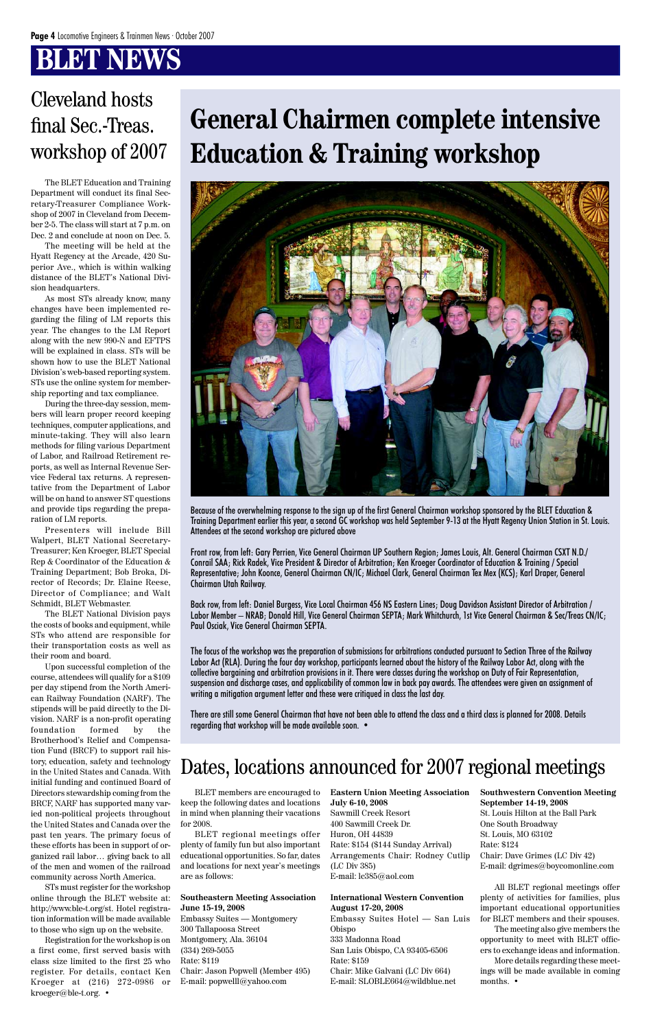# BLET NEWS

## Cleveland hosts final Sec.-Treas. workshop of 2007

The BLET Education and Training Department will conduct its final Secretary-Treasurer Compliance Workshop of 2007 in Cleveland from December 2-5. The class will start at 7 p.m. on Dec. 2 and conclude at noon on Dec. 5.

The meeting will be held at the Hyatt Regency at the Arcade, 420 Superior Ave., which is within walking distance of the BLET's National Division headquarters.

As most STs already know, many changes have been implemented regarding the filing of LM reports this year. The changes to the LM Report along with the new 990-N and EFTPS will be explained in class. STs will be shown how to use the BLET National Division's web-based reporting system. STs use the online system for membership reporting and tax compliance.

During the three-day session, members will learn proper record keeping techniques, computer applications, and minute-taking. They will also learn methods for filing various Department of Labor, and Railroad Retirement reports, as well as Internal Revenue Service Federal tax returns. A representative from the Department of Labor will be on hand to answer ST questions and provide tips regarding the preparation of LM reports.

Presenters will include Bill Walpert, BLET National Secretary-Treasurer; Ken Kroeger, BLET Special Rep & Coordinator of the Education & Training Department; Bob Broka, Director of Records; Dr. Elaine Reese, Director of Compliance; and Walt Schmidt, BLET Webmaster.

The BLET National Division pays the costs of books and equipment, while STs who attend are responsible for their transportation costs as well as their room and board.

Upon successful completion of the course, attendees will qualify for a $109 per day stipend from the North American Railway Foundation (NARF). The stipends will be paid directly to the Division. NARF is a non-profit operating foundation formed by the Brotherhood's Relief and Compensation Fund (BRCF) to support rail history, education, safety and technology in the United States and Canada. With initial funding and continued Board of Directors stewardship coming from the BRCF, NARF has supported many varied non-political projects throughout the United States and Canada over the past ten years. The primary focus of these efforts has been in support of organized rail labor… giving back to all of the men and women of the railroad community across North America.

STs must register for the workshop online through the BLET website at: http://www.ble-t.org/st. Hotel registration information will be made available to those who sign up on the website.

Registration for the workshop is on a first come, first served basis with class size limited to the first 25 who register. For details, contact Ken Kroeger at (216) 272-0986 or kroeger@ble-t.org. •

## General Chairmen complete intensive Education & Training workshop

Because of the overwhelming response to the sign up of the first General Chairman workshop sponsored by the BLET Education & Training Department earlier this year, a second GC workshop was held September 9-13 at the Hyatt Regency Union Station in St. Louis. Attendees at the second workshop are pictured above

Front row, from left: Gary Perrien, Vice General Chairman UP Southern Region; James Louis, Alt. General Chairman CSXT N.D./Conrail SAA; Rick Radek, Vice President & Director of Arbitration; Ken Kroeger Coordinator of Education & Training / Special Representative; John Koonce, General Chairman CN/IC; Michael Clark, General Chairman Tex Mex (KCS); Karl Draper, General Chairman Utah Railway.

Back row, from left: Daniel Burgess, Vice Local Chairman 456 NS Eastern Lines; Doug Davidson Assistant Director of Arbitration / Labor Member – NRAB; Donald Hill, Vice General Chairman SEPTA; Mark Whitchurch, 1st Vice General Chairman & Sec/Treas CN/IC; Paul Osciak, Vice General Chairman SEPTA.

The focus of the workshop was the preparation of submissions for arbitrations conducted pursuant to Section Three of the Railway Labor Act (RLA). During the four day workshop, participants learned about the history of the Railway Labor Act, along with the collective bargaining and arbitration provisions in it. There were classes during the workshop on Duty of Fair Representation, suspension and discharge cases, and applicability of common law in back pay awards. The attendees were given an assignment of writing a mitigation argument letter and these were critiqued in class the last day.

There are still some General Chairman that have not been able to attend the class and a third class is planned for 2008. Details regarding that workshop will be made available soon. •

## Dates, locations announced for 2007 regional meetings

BLET members are encouraged to keep the following dates and locations in mind when planning their vacations for 2008.

BLET regional meetings offer plenty of family fun but also important educational opportunities. So far, dates and locations for next year's meetings are as follows:

**Southeastern Meeting Association**
**June 15-19, 2008**
Embassy Suites — Montgomery
300 Tallapoosa Street
Montgomery, Ala. 36104
(334) 269-5055
Rate: $119
Chair: Jason Popwell (Member 495)
E-mail: popwelll@yahoo.com

**Eastern Union Meeting Association**
**July 6-10, 2008**
Sawmill Creek Resort
400 Sawmill Creek Dr.
Huron, OH 44839
Rate: $154 ($144 Sunday Arrival)
Arrangements Chair: Rodney Cutlip (LC Div 385)
E-mail: lc385@aol.com

**International Western Convention**
**August 17-20, 2008**
Embassy Suites Hotel — San Luis Obispo
333 Madonna Road
San Luis Obispo, CA 93405-6506
Rate: $159
Chair: Mike Galvani (LC Div 664)
E-mail: SLOBLE664@wildblue.net

**Southwestern Convention Meeting**
**September 14-19, 2008**
St. Louis Hilton at the Ball Park
One South Broadway
St. Louis, MO 63102
Rate: $124
Chair: Dave Grimes (LC Div 42)
E-mail: dgrimes@boycomonline.com

All BLET regional meetings offer plenty of activities for families, plus important educational opportunities for BLET members and their spouses.

The meeting also give members the opportunity to meet with BLET officers to exchange ideas and information.

More details regarding these meetings will be made available in coming months. •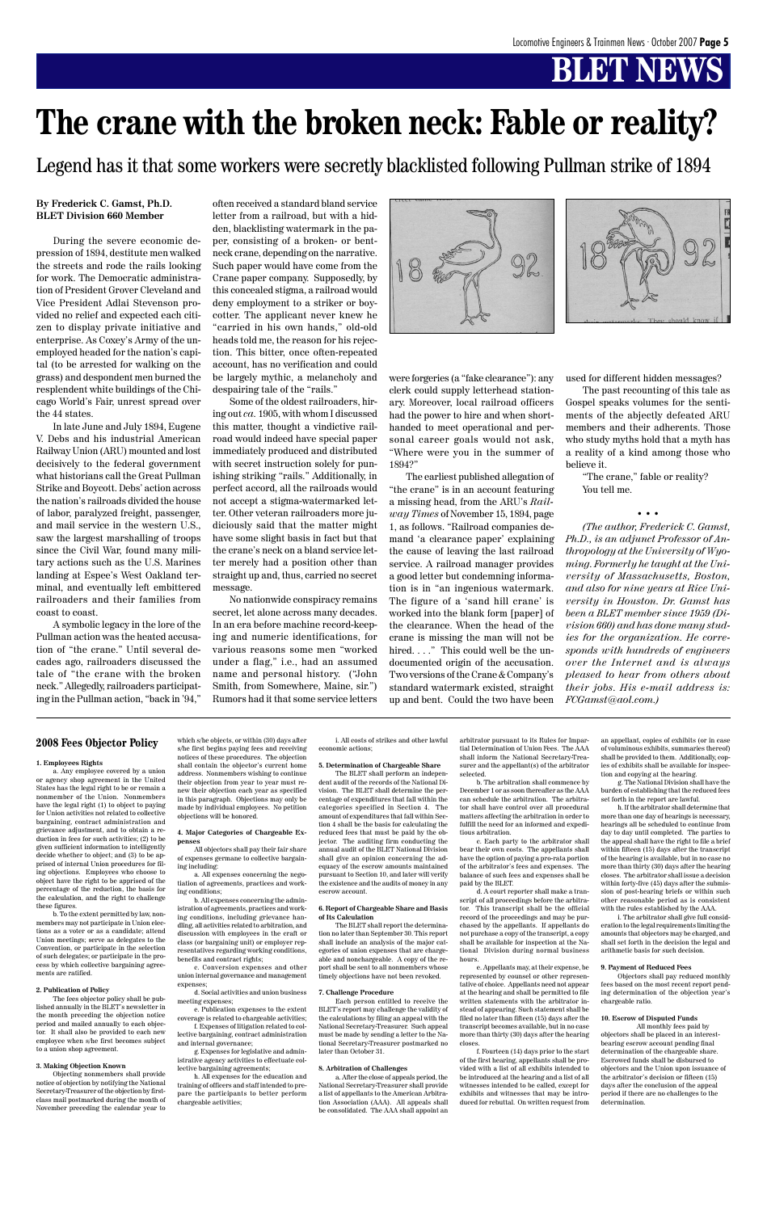# BLET NEWS

# The crane with the broken neck: Fable or reality?

## Legend has it that some workers were secretly blacklisted following Pullman strike of 1894

**By Frederick C. Gamst, Ph.D.**
**BLET Division 660 Member**

During the severe economic depression of 1894, destitute men walked the streets and rode the rails looking for work. The Democratic administration of President Grover Cleveland and Vice President Adlai Stevenson provided no relief and expected each citizen to display private initiative and enterprise. As Coxey's Army of the unemployed headed for the nation's capital (to be arrested for walking on the grass) and despondent men burned the resplendent white buildings of the Chicago World's Fair, unrest spread over the 44 states.

In late June and July 1894, Eugene V. Debs and his industrial American Railway Union (ARU) mounted and lost decisively to the federal government what historians call the Great Pullman Strike and Boycott. Debs' action across the nation's railroads divided the house of labor, paralyzed freight, passenger, and mail service in the western U.S., saw the largest marshalling of troops since the Civil War, found many military actions such as the U.S. Marines landing at Espee's West Oakland terminal, and eventually left embittered railroaders and their families from coast to coast.

A symbolic legacy in the lore of the Pullman action was the heated accusation of "the crane." Until several decades ago, railroaders discussed the tale of "the crane with the broken neck." Allegedly, railroaders participating in the Pullman action, "back in '94," often received a standard bland service letter from a railroad, but with a hidden, blacklisting watermark in the paper, consisting of a broken- or bent-neck crane, depending on the narrative. Such paper would have come from the Crane paper company. Supposedly, by this concealed stigma, a railroad would deny employment to a striker or boycotter. The applicant never knew he "carried in his own hands," old-old heads told me, the reason for his rejection. This bitter, once often-repeated account, has no verification and could be largely mythic, a melancholy and despairing tale of the "rails."

Some of the oldest railroaders, hiring out *ca.* 1905, with whom I discussed this matter, thought a vindictive railroad would indeed have special paper immediately produced and distributed with secret instruction solely for punishing striking "rails." Additionally, in perfect accord, all the railroads would not accept a stigma-watermarked letter. Other veteran railroaders more judiciously said that the matter might have some slight basis in fact but that the crane's neck on a bland service letter merely had a position other than straight up and, thus, carried no secret message.

No nationwide conspiracy remains secret, let alone across many decades. In an era before machine record-keeping and numeric identifications, for various reasons some men "worked under a flag," i.e., had an assumed name and personal history. ("John Smith, from Somewhere, Maine, sir.") Rumors had it that some service letters were forgeries (a "fake clearance"): any clerk could supply letterhead stationary. Moreover, local railroad officers had the power to hire and when short-handed to meet operational and personal career goals would not ask, "Where were you in the summer of 1894?"

The earliest published allegation of "the crane" is in an account featuring a missing head, from the ARU's *Railway Times* of November 15, 1894, page 1, as follows. "Railroad companies demand 'a clearance paper' explaining the cause of leaving the last railroad service. A railroad manager provides a good letter but condemning information is in "an ingenious watermark. The figure of a 'sand hill crane' is worked into the blank form [paper] of the clearance. When the head of the crane is missing the man will not be hired. . . ." This could well be the undocumented origin of the accusation. Two versions of the Crane & Company's standard watermark existed, straight up and bent. Could the two have been used for different hidden messages?

The past recounting of this tale as Gospel speaks volumes for the sentiments of the abjectly defeated ARU members and their adherents. Those who study myths hold that a myth has a reality of a kind among those who believe it.

"The crane," fable or reality?
You tell me.

• • •

*(The author, Frederick C. Gamst, Ph.D., is an adjunct Professor of Anthropology at the University of Wyoming. Formerly he taught at the University of Massachusetts, Boston, and also for nine years at Rice University in Houston. Dr. Gamst has been a BLET member since 1959 (Division 660) and has done many studies for the organization. He corresponds with hundreds of engineers over the Internet and is always pleased to hear from others about their jobs. His e-mail address is: FCGamst@aol.com.)*

---

## 2008 Fees Objector Policy

**1. Employees Rights**

a. Any employee covered by a union or agency shop agreement in the United States has the legal right to be or remain a nonmember of the Union. Nonmembers have the legal right (1) to object to paying for Union activities not related to collective bargaining, contract administration and grievance adjustment, and to obtain a reduction in fees for such activities; (2) to be given sufficient information to intelligently decide whether to object; and (3) to be apprised of internal Union procedures for filing objections. Employees who choose to object have the right to be apprised of the percentage of the reduction, the basis for the calculation, and the right to challenge these figures.

b. To the extent permitted by law, nonmembers may not participate in Union elections as a voter or as a candidate; attend Union meetings; serve as delegates to the Convention, or participate in the selection of such delegates; or participate in the process by which collective bargaining agreements are ratified.

**2. Publication of Policy**

The fees objector policy shall be published annually in the BLET's newsletter in the month preceding the objection notice period and mailed annually to each objector. It shall also be provided to each new employee when s/he first becomes subject to a union shop agreement.

**3. Making Objection Known**

Objecting nonmembers shall provide notice of objection by notifying the National Secretary-Treasurer of the objection by first-class mail postmarked during the month of November preceding the calendar year to which s/he objects, or within (30) days after s/he first begins paying fees and receiving notices of these procedures. The objection shall contain the objector's current home address. Nonmembers wishing to continue their objection from year to year must renew their objection each year as specified in this paragraph. Objections may only be made by individual employees. No petition objections will be honored.

**4. Major Categories of Chargeable Expenses**

All objectors shall pay their fair share of expenses germane to collective bargaining including:

a. All expenses concerning the negotiation of agreements, practices and working conditions;

b. All expenses concerning the administration of agreements, practices and working conditions, including grievance handling, all activities related to arbitration, and discussion with employees in the craft or class (or bargaining unit) or employer representatives regarding working conditions, benefits and contract rights;

c. Conversion expenses and other union internal governance and management expenses;

d. Social activities and union business meeting expenses;

e. Publication expenses to the extent coverage is related to chargeable activities;

f. Expenses of litigation related to collective bargaining, contract administration and internal governance;

g. Expenses for legislative and administrative agency activities to effectuate collective bargaining agreements;

h. All expenses for the education and training of officers and staff intended to prepare the participants to better perform chargeable activities;

i. All costs of strikes and other lawful economic actions;

**5. Determination of Chargeable Share**

The BLET shall perform an independent audit of the records of the National Division. The BLET shall determine the percentage of expenditures that fall within the categories specified in Section 4. The amount of expenditures that fall within Section 4 shall be the basis for calculating the reduced fees that must be paid by the objector. The auditing firm conducting the annual audit of the BLET National Division shall give an opinion concerning the adequacy of the escrow amounts maintained pursuant to Section 10, and later will verify the existence and the audits of money in any escrow account.

**6. Report of Chargeable Share and Basis of Its Calculation**

The BLET shall report the determination no later than September 30. This report shall include an analysis of the major categories of union expenses that are chargeable and nonchargeable. A copy of the report shall be sent to all nonmembers whose timely objections have not been revoked.

**7. Challenge Procedure**

Each person entitled to receive the BLET's report may challenge the validity of the calculations by filing an appeal with the National Secretary-Treasurer. Such appeal must be made by sending a letter to the National Secretary-Treasurer postmarked no later than October 31.

**8. Arbitration of Challenges**

a. After the close of appeals period, the National Secretary-Treasurer shall provide a list of appellants to the American Arbitration Association (AAA). All appeals shall be consolidated. The AAA shall appoint an arbitrator pursuant to its Rules for Impartial Determination of Union Fees. The AAA shall inform the National Secretary-Treasurer and the appellant(s) of the arbitrator selected.

b. The arbitration shall commence by December 1 or as soon thereafter as the AAA can schedule the arbitration. The arbitrator shall have control over all procedural matters affecting the arbitration in order to fulfill the need for an informed and expeditious arbitration.

c. Each party to the arbitrator shall bear their own costs. The appellants shall have the option of paying a pro-rata portion of the arbitrator's fees and expenses. The balance of such fees and expenses shall be paid by the BLET.

d. A court reporter shall make a transcript of all proceedings before the arbitrator. This transcript shall be the official record of the proceedings and may be purchased by the appellants. If appellants do not purchase a copy of the transcript, a copy shall be available for inspection at the National Division during normal business hours.

e. Appellants may, at their expense, be represented by counsel or other representative of choice. Appellants need not appear at the hearing and shall be permitted to file written statements with the arbitrator instead of appearing. Such statement shall be filed no later than fifteen (15) days after the transcript becomes available, but in no case more than thirty (30) days after the hearing closes.

f. Fourteen (14) days prior to the start of the first hearing, appellants shall be provided with a list of all exhibits intended to be introduced at the hearing and a list of all witnesses intended to be called, except for exhibits and witnesses that may be introduced for rebuttal. On written request from an appellant, copies of exhibits (or in case of voluminous exhibits, summaries thereof) shall be provided to them. Additionally, copies of exhibits shall be available for inspection and copying at the hearing.

g. The National Division shall have the burden of establishing that the reduced fees set forth in the report are lawful.

h. If the arbitrator shall determine that more than one day of hearings is necessary, hearings all be scheduled to continue from day to day until completed. The parties to the appeal shall have the right to file a brief within fifteen (15) days after the transcript of the hearing is available, but in no case no more than thirty (30) days after the hearing closes. The arbitrator shall issue a decision within forty-five (45) days after the submission of post-hearing briefs or within such other reasonable period as is consistent with the rules established by the AAA.

i. The arbitrator shall give full consideration to the legal requirements limiting the amounts that objectors may be charged, and shall set forth in the decision the legal and arithmetic basis for such decision.

**9. Payment of Reduced Fees**

Objectors shall pay reduced monthly fees based on the most recent report pending determination of the objection year's chargeable ratio.

**10. Escrow of Disputed Funds**

All monthly fees paid by objectors shall be placed in an interest-bearing escrow account pending final determination of the chargeable share. Escrowed funds shall be disbursed to objectors and the Union upon issuance of the arbitrator's decision or fifteen (15) days after the conclusion of the appeal period if there are no challenges to the determination.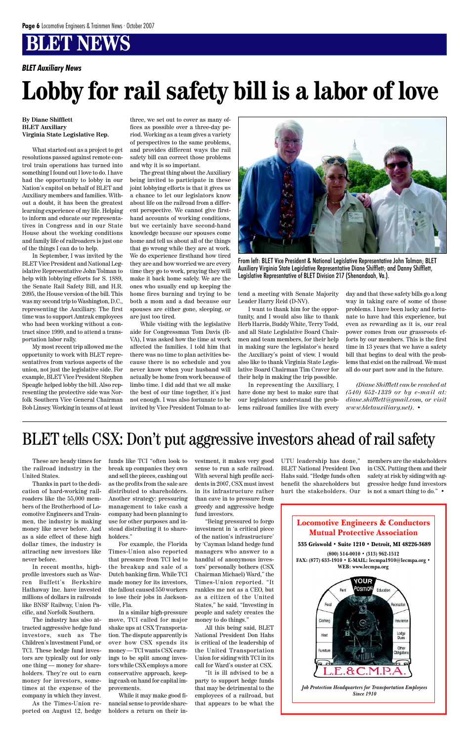# BLET NEWS

### BLET Auxiliary News

# Lobby for rail safety bill is a labor of love

**By Diane Shifflett**
**BLET Auxiliary**
**Virginia State Legislative Rep.**

What started out as a project to get resolutions passed against remote control train operations has turned into something I found out I love to do. I have had the opportunity to lobby in our Nation's capitol on behalf of BLET and Auxiliary members and families. Without a doubt, it has been the greatest learning experience of my life. Helping to inform and educate our representatives in Congress and in our State House about the working conditions and family life of railroaders is just one of the things I can do to help.

In September, I was invited by the BLET Vice President and National Legislative Representative John Tolman to help with lobbying efforts for S. 1889, the Senate Rail Safety Bill, and H.R. 2095, the House version of the bill. This was my second trip to Washington, D.C., representing the Auxiliary. The first time was to support Amtrak employees who had been working without a contract since 1999, and to attend a transportation labor rally.

My most recent trip allowed me the opportunity to work with BLET representatives from various aspects of the union, not just the legislative side. For example, BLET Vice President Stephen Speagle helped lobby the bill. Also representing the protective side was Norfolk Southern Vice General Chairman Bob Linsey. Working in teams of at least three, we set out to cover as many offices as possible over a three-day period. Working as a team gives a variety of perspectives to the same problems, and provides different ways the rail safety bill can correct those problems and why it is so important.

The great thing about the Auxiliary being invited to participate in these joint lobbying efforts is that it gives us a chance to let our legislators know about life on the railroad from a different perspective. We cannot give firsthand accounts of working conditions, but we certainly have second-hand knowledge because our spouses come home and tell us about all of the things that go wrong while they are at work. We do experience firsthand how tired they are and how worried we are every time they go to work, praying they will make it back home safely. We are the ones who usually end up keeping the home fires burning and trying to be both a mom and a dad because our spouses are either gone, sleeping, or are just too tired.

While visiting with the legislative aide for Congressman Tom Davis (R-VA), I was asked how the time at work affected the families. I told him that there was no time to plan activities because there is no schedule and you never know when your husband will actually be home from work because of limbo time. I did add that we all make the best of our time together, it's just not enough. I was also fortunate to be invited by Vice President Tolman to attend a meeting with Senate Majority Leader Harry Reid (D-NV).

From left: BLET Vice President & National Legislative Representative John Tolman; BLET Auxiliary Virginia State Legislative Representative Diane Shifflett; and Danny Shifflett, Legislative Representative of BLET Division 217 (Shenandoah, Va.).

I want to thank him for the opportunity, and I would also like to thank Herb Harris, Buddy White, Terry Todd, and all State Legislative Board Chairmen and team members, for their help in making sure the legislator's heard the Auxiliary's point of view. I would also like to thank Virginia State Legislative Board Chairman Tim Craver for their help in making the trip possible.

In representing the Auxiliary, I have done my best to make sure that our legislators understand the problems railroad families live with every day and that these safety bills go a long way in taking care of some of those problems. I have been lucky and fortunate to have had this experience, but even as rewarding as it is, our real power comes from our grassroots efforts by our members. This is the first time in 13 years that we have a safety bill that begins to deal with the problems that exist on the railroad. We must all do our part now and in the future.

*(Diane Shifflett can be reached at (540) 652-1339 or by e-mail at: diane.shifflett@gmail.com, or visit www.bletauxiliary.net).* •

# BLET tells CSX: Don't put aggressive investors ahead of rail safety

These are heady times for the railroad industry in the United States.

Thanks in part to the dedication of hard-working railroaders like the 55,000 members of the Brotherhood of Locomotive Engineers and Trainmen, the industry is making money like never before. And as a side effect of these high dollar times, the industry is attracting new investors like never before.

In recent months, high-profile investors such as Warren Buffett's Berkshire Hathaway Inc. have invested millions of dollars in railroads like BNSF Railway, Union Pacific, and Norfolk Southern.

The industry has also attracted aggressive hedge fund investors, such as The Children's Investment Fund, or TCI. These hedge fund investors are typically out for only one thing — money for shareholders. They're out to earn money for investors, sometimes at the expense of the company in which they invest.

As the Times-Union reported on August 12, hedge funds like TCI "often look to break up companies they own and sell the pieces, cashing out as the profits from the sale are distributed to shareholders. Another strategy: pressuring management to take cash a company had been planning to use for other purposes and instead distributing it to shareholders."

For example, the Florida Times-Union also reported that pressure from TCI led to the breakup and sale of a Dutch banking firm. While TCI made money for its investors, the fallout caused 550 workers to lose their jobs in Jacksonville, Fla.

In a similar high-pressure move, TCI called for major shake ups at CSX Transportation. The dispute apparently is over how CSX spends its money — TCI wants CSX earnings to be split among investors while CSX employs a more conservative approach, keeping cash on hand for capital improvements.

While it may make good financial sense to provide shareholders a return on their investment, it makes very good sense to run a safe railroad. With several high profile accidents in 2007, CSX must invest in its infrastructure rather than cave in to pressure from greedy and aggressive hedge fund investors.

"Being pressured to forgo investment in 'a critical piece of the nation's infrastructure' by 'Cayman Island hedge fund managers who answer to a handful of anonymous investors' personally bothers (CSX Chairman Michael) Ward," the Times-Union reported. "It rankles me not as a CEO, but as a citizen of the United States," he said. "Investing in people and safety creates the money to do things."

All this being said, BLET National President Don Hahs is critical of the leadership of the United Transportation Union for siding with TCI in its call for Ward's ouster at CSX.

"It is ill advised to be a party to support hedge funds that may be detrimental to the employees of a railroad, but that appears to be what the UTU leadership has done," BLET National President Don Hahs said. "Hedge funds often benefit the shareholders but hurt the stakeholders. Our members are the stakeholders in CSX. Putting them and their safety at risk by siding with aggressive hedge fund investors is not a smart thing to do." •

**Locomotive Engineers & Conductors Mutual Protective Association**

**535 Griswold • Suite 1210 • Detroit, MI 48226-3689**

**(800) 514-0010 • (313) 962-1512**
**FAX: (877) 633-1910 • E-MAIL: lecmpa1910@lecmpa.org •**
**WEB: www.lecmpa.org**

YOUR POSITION — Rent, Education, Food, Recreation, Clothing, Insurance, Heat, Lodge Dues, Furniture, Other Obligations

L.E.&C.M.P.A.

*Job Protection Headquarters for Transportation Employees Since 1910*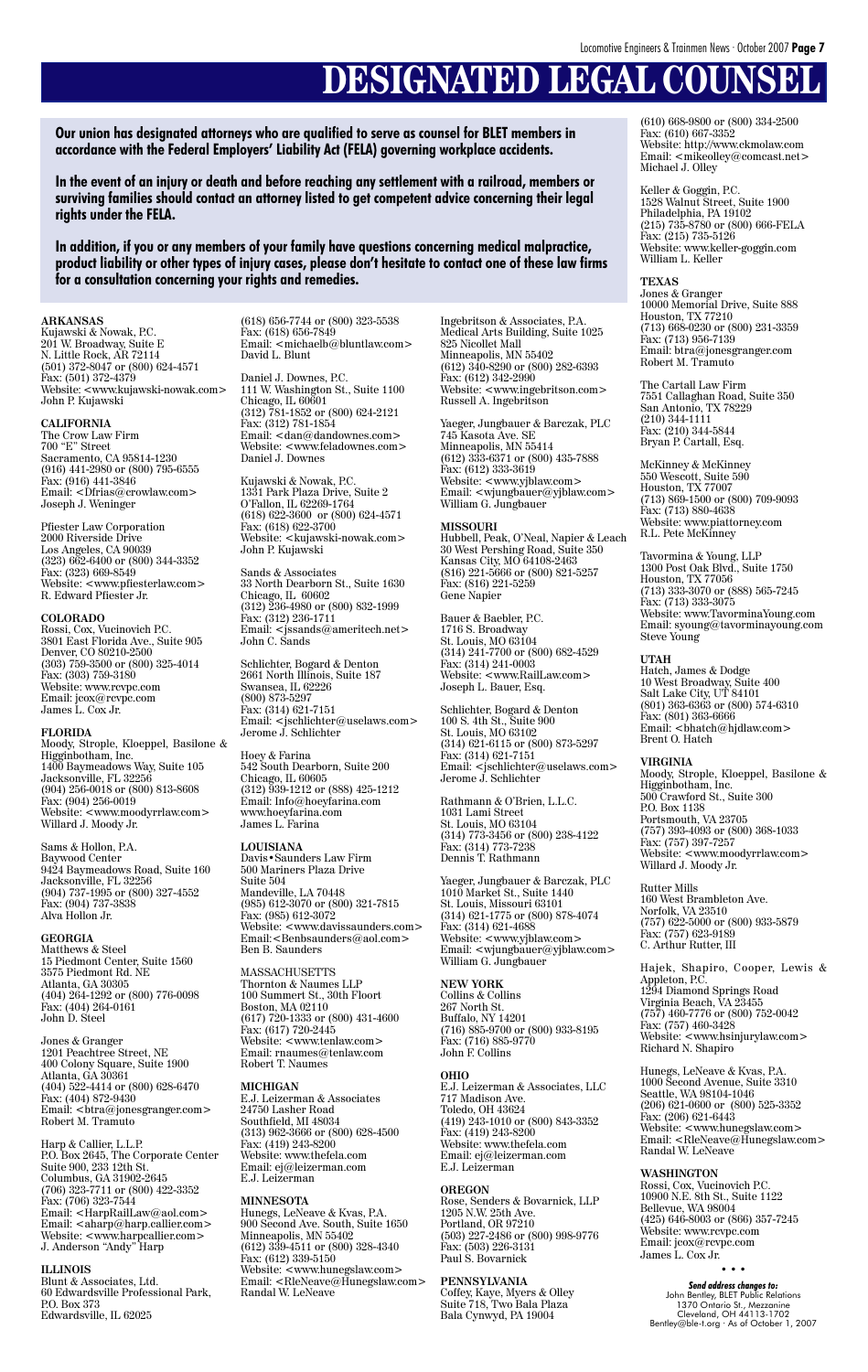# DESIGNATED LEGAL COUNSEL

**Our union has designated attorneys who are qualified to serve as counsel for BLET members in accordance with the Federal Employers' Liability Act (FELA) governing workplace accidents.**

**In the event of an injury or death and before reaching any settlement with a railroad, members or surviving families should contact an attorney listed to get competent advice concerning their legal rights under the FELA.**

**In addition, if you or any members of your family have questions concerning medical malpractice, product liability or other types of injury cases, please don't hesitate to contact one of these law firms for a consultation concerning your rights and remedies.**

**ARKANSAS**

Kujawski & Nowak, P.C.
201 W. Broadway, Suite E
N. Little Rock, AR 72114
(501) 372-8047 or (800) 624-4571
Fax: (501) 372-4379
Website: <www.kujawski-nowak.com>
John P. Kujawski

**CALIFORNIA**

The Crow Law Firm
700 "E" Street
Sacramento, CA 95814-1230
(916) 441-2980 or (800) 795-6555
Fax: (916) 441-3846
Email: <Dfrias@crowlaw.com>
Joseph J. Weninger

Pfiester Law Corporation
2000 Riverside Drive
Los Angeles, CA 90039
(323) 662-6400 or (800) 344-3352
Fax: (323) 669-8549
Website: <www.pfiesterlaw.com>
R. Edward Pfiester Jr.

**COLORADO**

Rossi, Cox, Vucinovich P.C.
3801 East Florida Ave., Suite 905
Denver, CO 80210-2500
(303) 759-3500 or (800) 325-4014
Fax: (303) 759-3180
Website: www.rcvpc.com
Email: jcox@rcvpc.com
James L. Cox Jr.

**FLORIDA**

Moody, Strople, Kloeppel, Basilone & Higginbotham, Inc.
1400 Baymeadows Way, Suite 105
Jacksonville, FL 32256
(904) 256-0018 or (800) 813-8608
Fax: (904) 256-0019
Website: <www.moodyrrlaw.com>
Willard J. Moody Jr.

Sams & Hollon, P.A.
Baywood Center
9424 Baymeadows Road, Suite 160
Jacksonville, FL 32256
(904) 737-1995 or (800) 327-4552
Fax: (904) 737-3838
Alva Hollon Jr.

**GEORGIA**

Matthews & Steel
15 Piedmont Center, Suite 1560
3575 Piedmont Rd. NE
Atlanta, GA 30305
(404) 264-1292 or (800) 776-0098
Fax: (404) 264-0161
John D. Steel

Jones & Granger
1201 Peachtree Street, NE
400 Colony Square, Suite 1900
Atlanta, GA 30361
(404) 522-4414 or (800) 628-6470
Fax: (404) 872-9430
Email: <btra@jonesgranger.com>
Robert M. Tramuto

Harp & Callier, L.L.P.
P.O. Box 2645, The Corporate Center
Suite 900, 233 12th St.
Columbus, GA 31902-2645
(706) 323-7711 or (800) 422-3352
Fax: (706) 323-7544
Email: <HarpRailLaw@aol.com>
Email: <aharp@harp.callier.com>
Website: <www.harpcallier.com>
J. Anderson "Andy" Harp

**ILLINOIS**

Blunt & Associates, Ltd.
60 Edwardsville Professional Park,
P.O. Box 373
Edwardsville, IL 62025
(618) 656-7744 or (800) 323-5538
Fax: (618) 656-7849
Email: <michaelb@bluntlaw.com>
David L. Blunt

Daniel J. Downes, P.C.
111 W. Washington St., Suite 1100
Chicago, IL 60601
(312) 781-1852 or (800) 624-2121
Fax: (312) 781-1854
Email: <dan@dandownes.com>
Website: <www.feladownes.com>
Daniel J. Downes

Kujawski & Nowak, P.C.
1331 Park Plaza Drive, Suite 2
O'Fallon, IL 62269-1764
(618) 622-3600 or (800) 624-4571
Fax: (618) 622-3700
Website: <kujawski-nowak.com>
John P. Kujawski

Sands & Associates
33 North Dearborn St., Suite 1630
Chicago, IL 60602
(312) 236-4980 or (800) 832-1999
Fax: (312) 236-1711
Email: <jssands@ameritech.net>
John C. Sands

Schlichter, Bogard & Denton
2661 North Illinois, Suite 187
Swansea, IL 62226
(800) 873-5297
Fax: (314) 621-7151
Email: <jschlichter@uselaws.com>
Jerome J. Schlichter

Hoey & Farina
542 South Dearborn, Suite 200
Chicago, IL 60605
(312) 939-1212 or (888) 425-1212
Email: Info@hoeyfarina.com
www.hoeyfarina.com
James L. Farina

**LOUISIANA**

Davis•Saunders Law Firm
500 Mariners Plaza Drive
Suite 504
Mandeville, LA 70448
(985) 612-3070 or (800) 321-7815
Fax: (985) 612-3072
Website: <www.davissaunders.com>
Email:<Benbsaunders@aol.com>
Ben B. Saunders

**MASSACHUSETTS**

Thornton & Naumes LLP
500 Summert St., 30th Floort
Boston, MA 02110
(617) 720-1333 or (800) 431-4600
Fax: (617) 720-2445
Website: <www.tenlaw.com>
Email: rnaumes@tenlaw.com
Robert T. Naumes

**MICHIGAN**

E.J. Leizerman & Associates
24750 Lasher Road
Southfield, MI 48034
(313) 962-3666 or (800) 628-4500
Fax: (419) 243-8200
Website: www.thefela.com
Email: ej@leizerman.com
E.J. Leizerman

**MINNESOTA**

Hunegs, LeNeave & Kvas, P.A.
900 Second Ave. South, Suite 1650
Minneapolis, MN 55402
(612) 339-4511 or (800) 328-4340
Fax: (612) 339-5150
Website: <www.hunegslaw.com>
Email: <RleNeave@Hunegslaw.com>
Randal W. LeNeave

Ingebritson & Associates, P.A.
Medical Arts Building, Suite 1025
825 Nicollet Mall
Minneapolis, MN 55402
(612) 340-8290 or (800) 282-6393
Fax: (612) 342-2990
Website: <www.ingebritson.com>
Russell A. Ingebritson

Yaeger, Jungbauer & Barczak, PLC
745 Kasota Ave. SE
Minneapolis, MN 55414
(612) 333-6371 or (800) 435-7888
Fax: (612) 333-3619
Website: <www.yjblaw.com>
Email: <wjungbauer@yjblaw.com>
William G. Jungbauer

**MISSOURI**

Hubbell, Peak, O'Neal, Napier & Leach
30 West Pershing Road, Suite 350
Kansas City, MO 64108-2463
(816) 221-5666 or (800) 821-5257
Fax: (816) 221-5259
Gene Napier

Bauer & Baebler, P.C.
1716 S. Broadway
St. Louis, MO 63104
(314) 241-7700 or (800) 682-4529
Fax: (314) 241-0003
Website: <www.RailLaw.com>
Joseph L. Bauer, Esq.

Schlichter, Bogard & Denton
100 S. 4th St., Suite 900
St. Louis, MO 63102
(314) 621-6115 or (800) 873-5297
Fax: (314) 621-7151
Email: <jschlichter@uselaws.com>
Jerome J. Schlichter

Rathmann & O'Brien, L.L.C.
1031 Lami Street
St. Louis, MO 63104
(314) 773-3456 or (800) 238-4122
Fax: (314) 773-7238
Dennis T. Rathmann

Yaeger, Jungbauer & Barczak, PLC
1010 Market St., Suite 1440
St. Louis, Missouri 63101
(314) 621-1775 or (800) 878-4074
Fax: (314) 621-4688
Website: <www.yjblaw.com>
Email: <wjungbauer@yjblaw.com>
William G. Jungbauer

**NEW YORK**

Collins & Collins
267 North St.
Buffalo, NY 14201
(716) 885-9700 or (800) 933-8195
Fax: (716) 885-9770
John F. Collins

**OHIO**

E.J. Leizerman & Associates, LLC
717 Madison Ave.
Toledo, OH 43624
(419) 243-1010 or (800) 843-3352
Fax: (419) 243-8200
Website: www.thefela.com
Email: ej@leizerman.com
E.J. Leizerman

**OREGON**

Rose, Senders & Bovarnick, LLP
1205 N.W. 25th Ave.
Portland, OR 97210
(503) 227-2486 or (800) 998-9776
Fax: (503) 226-3131
Paul S. Bovarnick

**PENNSYLVANIA**

Coffey, Kaye, Myers & Olley
Suite 718, Two Bala Plaza
Bala Cynwyd, PA 19004
(610) 668-9800 or (800) 334-2500
Fax: (610) 667-3352
Website: http://www.ckmolaw.com
Email: <mikeolley@comcast.net>
Michael J. Olley

Keller & Goggin, P.C.
1528 Walnut Street, Suite 1900
Philadelphia, PA 19102
(215) 735-8780 or (800) 666-FELA
Fax: (215) 735-5126
Website: www.keller-goggin.com
William L. Keller

**TEXAS**

Jones & Granger
10000 Memorial Drive, Suite 888
Houston, TX 77210
(713) 668-0230 or (800) 231-3359
Fax: (713) 956-7139
Email: btra@jonesgranger.com
Robert M. Tramuto

The Cartall Law Firm
7551 Callaghan Road, Suite 350
San Antonio, TX 78229
(210) 344-1111
Fax: (210) 344-5844
Bryan P. Cartall, Esq.

McKinney & McKinney
550 Wescott, Suite 590
Houston, TX 77007
(713) 869-1500 or (800) 709-9093
Fax: (713) 880-4638
Website: www.piattorney.com
R.L. Pete McKinney

Tavormina & Young, LLP
1300 Post Oak Blvd., Suite 1750
Houston, TX 77056
(713) 333-3070 or (888) 565-7245
Fax: (713) 333-3075
Website: www.TavorminaYoung.com
Email: syoung@tavorminayoung.com
Steve Young

**UTAH**

Hatch, James & Dodge
10 West Broadway, Suite 400
Salt Lake City, UT 84101
(801) 363-6363 or (800) 574-6310
Fax: (801) 363-6666
Email: <bhatch@hjdlaw.com>
Brent O. Hatch

**VIRGINIA**

Moody, Strople, Kloeppel, Basilone & Higginbotham, Inc.
500 Crawford St., Suite 300
P.O. Box 1138
Portsmouth, VA 23705
(757) 393-4093 or (800) 368-1033
Fax: (757) 397-7257
Website: <www.moodyrrlaw.com>
Willard J. Moody Jr.

Rutter Mills
160 West Brambleton Ave.
Norfolk, VA 23510
(757) 622-5000 or (800) 933-5879
Fax: (757) 623-9189
C. Arthur Rutter, III

Hajek, Shapiro, Cooper, Lewis & Appleton, P.C.
1294 Diamond Springs Road
Virginia Beach, VA 23455
(757) 460-7776 or (800) 752-0042
Fax: (757) 460-3428
Website: <www.hsinjurylaw.com>
Richard N. Shapiro

Hunegs, LeNeave & Kvas, P.A.
1000 Second Avenue, Suite 3310
Seattle, WA 98104-1046
(206) 621-0600 or (800) 525-3352
Fax: (206) 621-6443
Website: <www.hunegslaw.com>
Email: <RleNeave@Hunegslaw.com>
Randal W. LeNeave

**WASHINGTON**

Rossi, Cox, Vucinovich P.C.
10900 N.E. 8th St., Suite 1122
Bellevue, WA 98004
(425) 646-8003 or (866) 357-7245
Website: www.rcvpc.com
Email: jcox@rcvpc.com
James L. Cox Jr.

• • •

***Send address changes to:***
John Bentley, BLET Public Relations
1370 Ontario St., Mezzanine
Cleveland, OH 44113-1702
Bentley@ble-t.org · As of October 1, 2007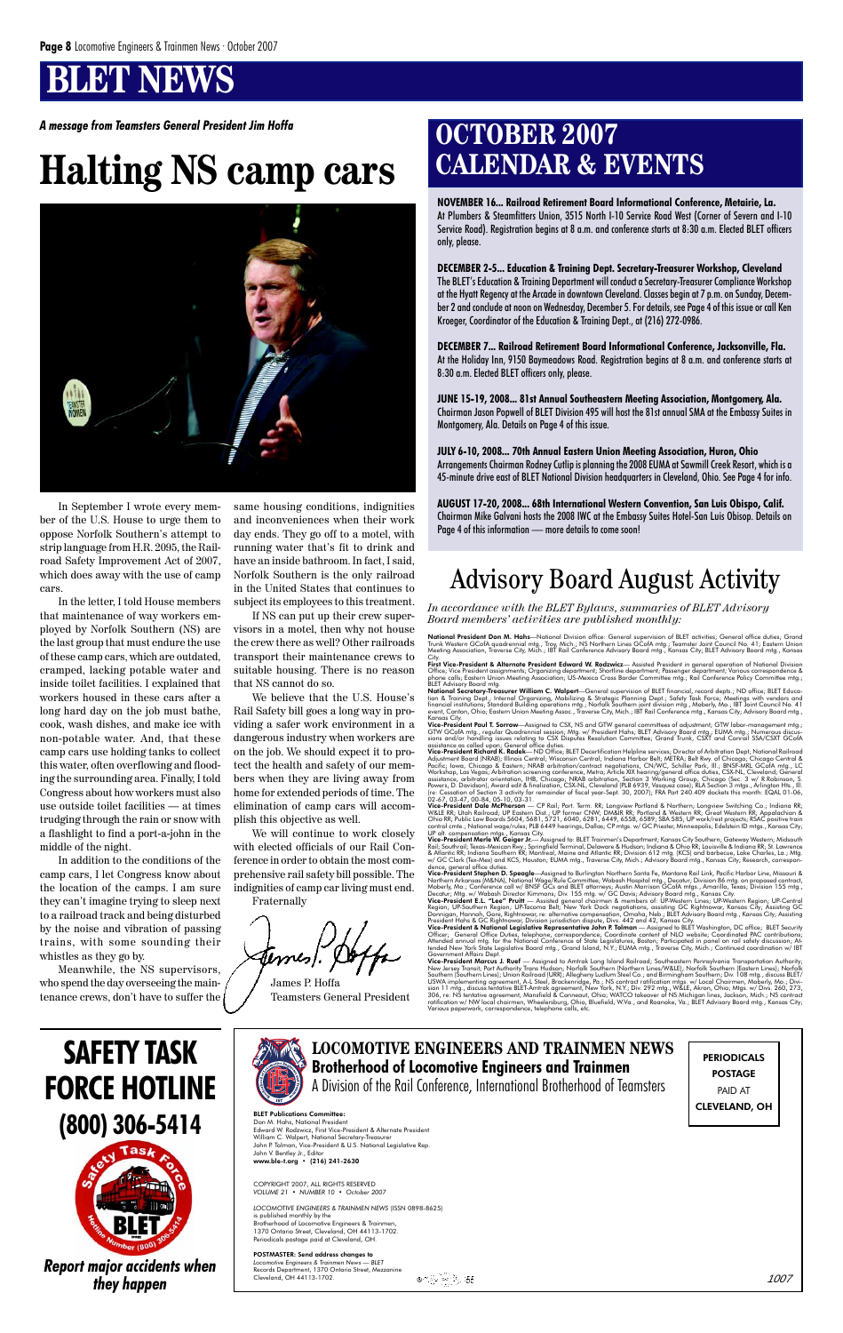# BLET NEWS

*A message from Teamsters General President Jim Hoffa*

# Halting NS camp cars

In September I wrote every member of the U.S. House to urge them to oppose Norfolk Southern's attempt to strip language from H.R. 2095, the Railroad Safety Improvement Act of 2007, which does away with the use of camp cars.

In the letter, I told House members that maintenance of way workers employed by Norfolk Southern (NS) are the last group that must endure the use of these camp cars, which are outdated, cramped, lacking potable water and inside toilet facilities. I explained that workers housed in these cars after a long hard day on the job must bathe, cook, wash dishes, and make ice with non-potable water. And, that these camp cars use holding tanks to collect this water, often overflowing and flooding the surrounding area. Finally, I told Congress about how workers must also use outside toilet facilities — at times trudging through the rain or snow with a flashlight to find a port-a-john in the middle of the night.

In addition to the conditions of the camp cars, I let Congress know about the location of the camps. I am sure they can't imagine trying to sleep next to a railroad track and being disturbed by the noise and vibration of passing trains, with some sounding their whistles as they go by.

Meanwhile, the NS supervisors, who spend the day overseeing the maintenance crews, don't have to suffer the same housing conditions, indignities and inconveniences when their work day ends. They go off to a motel, with running water that's fit to drink and have an inside bathroom. In fact, I said, Norfolk Southern is the only railroad in the United States that continues to subject its employees to this treatment.

If NS can put up their crew supervisors in a motel, then why not house the crew there as well? Other railroads transport their maintenance crews to suitable housing. There is no reason that NS cannot do so.

We believe that the U.S. House's Rail Safety bill goes a long way in providing a safer work environment in a dangerous industry when workers are on the job. We should expect it to protect the health and safety of our members when they are living away from home for extended periods of time. The elimination of camp cars will accomplish this objective as well.

We will continue to work closely with elected officials of our Rail Conference in order to obtain the most comprehensive rail safety bill possible. The indignities of camp car living must end.

Fraternally

James P. Hoffa
Teamsters General President

# OCTOBER 2007 CALENDAR & EVENTS

**NOVEMBER 16... Railroad Retirement Board Informational Conference, Metairie, La.**
At Plumbers & Steamfitters Union, 3515 North I-10 Service Road West (Corner of Severn and I-10 Service Road). Registration begins at 8 a.m. and conference starts at 8:30 a.m. Elected BLET officers only, please.

**DECEMBER 2-5... Education & Training Dept. Secretary-Treasurer Workshop, Cleveland**
The BLET's Education & Training Department will conduct a Secretary-Treasurer Compliance Workshop at the Hyatt Regency at the Arcade in downtown Cleveland. Classes begin at 7 p.m. on Sunday, December 2 and conclude at noon on Wednesday, December 5. For details, see Page 4 of this issue or call Ken Kroeger, Coordinator of the Education & Training Dept., at (216) 272-0986.

**DECEMBER 7... Railroad Retirement Board Informational Conference, Jacksonville, Fla.**
At the Holiday Inn, 9150 Baymeadows Road. Registration begins at 8 a.m. and conference starts at 8:30 a.m. Elected BLET officers only, please.

**JUNE 15-19, 2008... 81st Annual Southeastern Meeting Association, Montgomery, Ala.**
Chairman Jason Popwell of BLET Division 495 will host the 81st annual SMA at the Embassy Suites in Montgomery, Ala. Details on Page 4 of this issue.

**JULY 6-10, 2008... 70th Annual Eastern Union Meeting Association, Huron, Ohio**
Arrangements Chairman Rodney Cutlip is planning the 2008 EUMA at Sawmill Creek Resort, which is a 45-minute drive east of BLET National Division headquarters in Cleveland, Ohio. See Page 4 for info.

**AUGUST 17-20, 2008... 68th International Western Convention, San Luis Obispo, Calif.**
Chairman Mike Galvani hosts the 2008 IWC at the Embassy Suites Hotel-San Luis Obispo. Details on Page 4 of this information — more details to come soon!

# Advisory Board August Activity

*In accordance with the BLET Bylaws, summaries of BLET Advisory Board members' activities are published monthly:*

**National President Don M. Hahs**—National Division office: General supervision of BLET activities; General office duties; Grand Trunk Western GCofA quadrennial mtg., Troy, Mich.; NS Northern Lines GCofA mtg.; Teamster Joint Council No. 41; Eastern Union Meeting Association, Traverse City, Mich.; IBT Rail Conference Advisory Board mtg., Kansas City; BLET Advisory Board mtg., Kansas City.

**First Vice-President & Alternate President Edward W. Rodzwicz**— Assisted President in general operation of National Division Office; Vice President assignments; Organizing department; Shortline department; Passenger department; Various correspondence & phone calls; Eastern Union Meeting Association; US-Mexico Cross Border Committee mtg.; Rail Conference Policy Committee mtg.; BLET Advisory Board mtg.

**National Secretary-Treasurer William C. Walpert**—General supervision of BLET financial, record depts.; NS office; BLET Education & Training Dept.; Internal Organizing, Mobilizing & Strategic Planning Dept.; Safety Task Force; Meetings with vendors and financial institutions; Standard Building operations mtg.; Norfolk Southern joint division mtg., Moberly, Mo.; IBT Joint Council No. 41 event, Canton, Ohio; Eastern Union Meeting Assoc., Traverse City, Mich.; IBT Rail Conference mtg., Kansas City; Advisory Board mtg., Kansas City.

**Vice-President Paul T. Sorrow**—Assigned to CSX, NS and GTW general committees of adjustment; GTW labor-management mtg.; GTW GCofA mtg., regular Quadrennial session; Mtg. w/ President Hahs; BLET Advisory Board mtg.; EUMA mtg.; Numerous discussions and/or handling issues relating to CSX Disputes Resolution Committee; Grand Trunk, CSXT and Conrail SSA/CSXT GCofA assistance as called upon; General office duties.

**Vice-President Richard K. Radek**— ND Office; BLET Decertification Helpline services; Director of Arbitration Dept; National Railroad Adjustment Board (NRAB); Illinois Central; Wisconsin Central; Indiana Harbor Belt; METRA; Belt Rwy. of Chicago; Chicago Central & Pacific; Iowa, Chicago & Eastern; NRAB arbitration/contract negotiations, CN/WC, Schiller Park, Ill.; BNSF-MRL GCofA mtg., LC Workshop, Las Vegas; Arbitration screening conference, Metra; Article XIX hearing/general office duties, CSX-NL, Cleveland; General assistance, arbitrator orientation, IHB, Chicago; NRAB arbitration, Section 3 Working Group, Chicago (Sec. 3 w/ R.Robinson, S. Powers, D. Davidson); Award edit & finalization, CSX-NL, Cleveland (PLB 6939, Vasquez case); RLA Section 3 mtgs., Arlington Hts., Ill. (re: Cessation of Section 3 activity for remainder of fiscal year-Sept. 30, 2007); FRA Part 240.409 dockets this month: EQAL 01-06, 02-67, 03-47, 00-84, 05-10, 03-31.

**Vice-President Dale McPherson** — CP Rail; Port. Term. RR; Longview Portland & Northern; Longview Switching Co.; Indiana RR; W&LE RR; Utah Railroad; UP Eastern Dist.; UP former CNW, DM&IR RR; Portland & Western RR; Great Western RR; Appalachian & Ohio RR; Public Law Boards 5604, 5681, 5721, 6040, 6281, 6449, 6558, 6589; SBA 585; UP work/rest projects; RSAC positive train control cmte.; National wage/rules; PLB 6449 hearings, Dallas; CP mtgs. w/ GC Priester, Minneapolis; Edelstein ID mtgs., Kansas City; UP alt. compensation mtgs., Kansas City.

**Vice-President Merle W. Geiger Jr.**— Assigned to: BLET Trainmen's Department; Kansas City Southern; Gateway Western; Midsouth Rail; Southrail; Texas-Mexican Rwy.; Springfield Terminal, Delaware & Hudson; Indiana & Ohio RR; Louisville & Indiana RR; St. Lawrence & Atlantic RR; Indiana Southern RR; Montreal, Maine and Atlantic RR; Division 612 mtg. (KCS) and barbecue, Lake Charles, La.; Mtg. w/ GC Clark (Tex-Mex) and KCS, Houston; EUMA mtg., Traverse City, Mich.; Advisory Board mtg., Kansas City; Research, correspondence, general office duties.

**Vice-President Stephen D. Speagle**—Assigned to Burlington Northern Santa Fe, Montana Rail Link, Pacific Harbor Line, Missouri & Northern Arkansas (M&NA), National Wage/Rule Committee; Wabash Hospital mtg., Decatur; Division 86 mtg. on proposed contract, Moberly, Mo.; Conference call w/ BNSF GCs and BLET attorneys; Austin Morrison GCofA mtgs., Amarillo, Texas; Division 155 mtg., Decatur; Mtg. w/ Wabash Director Kimmons; Div. 155 mtg. w/ GC Davis; Advisory Board mtg., Kansas City.

**Vice-President E.L. "Lee" Pruitt** — Assisted general chairmen & members of: UP-Western Lines; UP-Western Region; UP-Central Region; UP-Southern Region; UP-Tacoma Belt; New York Dock negotiations, assisting GC Rightnowar, Kansas City; Assisting GC Donnigan, Hannah, Gore, Rightnowar, re: alternative compensation, Omaha, Neb.; BLET Advisory Board mtg., Kansas City; Assisting President Hahs & GC Rightnowar, Division jurisdiction dispute, Divs. 442 and 42, Kansas City.

**Vice-President & National Legislative Representative John P. Tolman** — Assigned to BLET Washington, DC office; BLET Security Officer; General Office Duties, telephone, correspondence; Coordinate content of NLO website; Coordinated PAC contributions; Attended annual mtg. for the National Conference of State Legislatures, Boston; Participated in panel on rail safety discussion; Attended New York State Legislative Board mtg., Grand Island, N.Y.; EUMA mtg., Traverse City, Mich.; Continued coordination w/ IBT Government Affairs Dept.

**Vice-President Marcus J. Ruef** — Assigned to Amtrak Long Island Railroad; Southeastern Pennsylvania Transportation Authority; New Jersey Transit; Port Authority Trans Hudson; Norfolk Southern (Northern Lines/W&LE); Norfolk Southern (Eastern Lines); Norfolk Southern (Southern Lines); Union Railroad (URR); Allegheny Ludlum Steel Co.; and Birmingham Southern; Div. 108 mtg., discuss BLET/USWA implementing agreement, A-L Steel, Brackenridge, Pa.; NS contract ratification mtgs. w/ Local Chairmen, Moberly, Mo.; Division 11 mtg., discuss tentative BLET-Amtrak agreement, New York, N.Y.; Div. 292 mtg., W&LE, Akron, Ohio; Mtgs. w/ Divs. 260, 273, 306, re: NS tentative agreement, Mansfield & Conneaut, Ohio; WATCO takeover of NS Michigan lines, Jackson, Mich.; NS contract ratification w/ NW local chairmen, Wheelersburg, Ohio, Bluefield, W.Va., and Roanoke, Va.; BLET Advisory Board mtg., Kansas City; Various paperwork, correspondence, telephone calls, etc.

# SAFETY TASK FORCE HOTLINE (800) 306-5414

***Report major accidents when they happen***

## LOCOMOTIVE ENGINEERS AND TRAINMEN NEWS
**Brotherhood of Locomotive Engineers and Trainmen**
A Division of the Rail Conference, International Brotherhood of Teamsters

**PERIODICALS POSTAGE PAID AT CLEVELAND, OH**

**BLET Publications Committee:**
Don M. Hahs, National President
Edward W. Rodzwicz, First Vice-President & Alternate President
William C. Walpert, National Secretary-Treasurer
John P. Tolman, Vice-President & U.S. National Legislative Rep.
John V. Bentley Jr., Editor
**www.ble-t.org • (216) 241-2630**

COPYRIGHT 2007, ALL RIGHTS RESERVED
*VOLUME 21 • NUMBER 10 • October 2007*

*LOCOMOTIVE ENGINEERS & TRAINMEN NEWS* (ISSN 0898-8625) is published monthly by the Brotherhood of Locomotive Engineers & Trainmen, 1370 Ontario Street, Cleveland, OH 44113-1702. Periodicals postage paid at Cleveland, OH.

**POSTMASTER: Send address changes to** *Locomotive Engineers & Trainmen News* — BLET Records Department, 1370 Ontario Street, Mezzanine Cleveland, OH 44113-1702